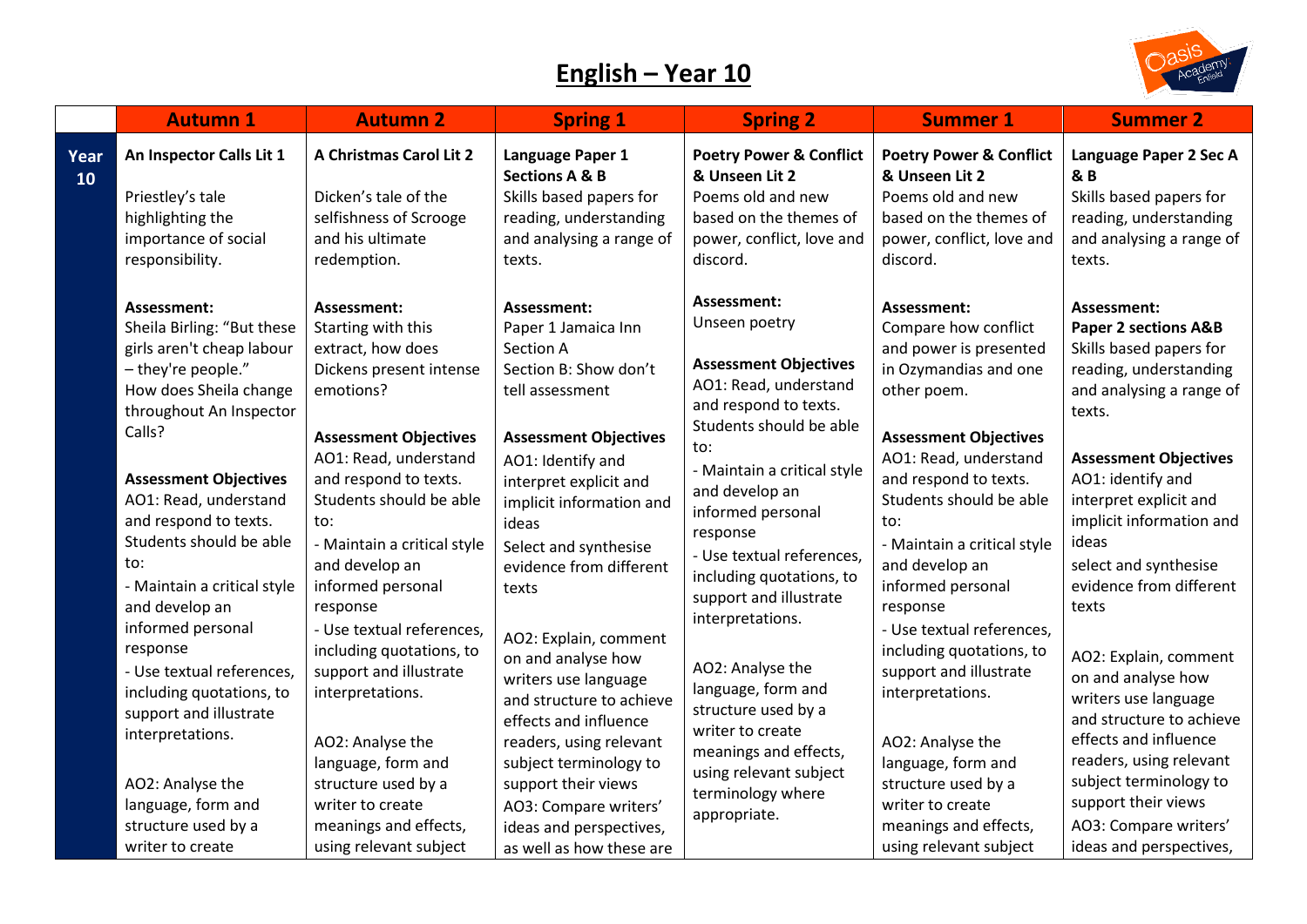# English – Year 10

| | Autumn 1 | Autumn 2 | Spring 1 | Spring 2 | Summer 1 | Summer 2 |
|---|---|---|---|---|---|---|
| **Year 10** | **An Inspector Calls Lit 1**<br><br>Priestley's tale highlighting the importance of social responsibility.<br><br>**Assessment:**<br>Sheila Birling: "But these girls aren't cheap labour – they're people."<br>How does Sheila change throughout An Inspector Calls?<br><br>**Assessment Objectives**<br>AO1: Read, understand and respond to texts. Students should be able to:<br>- Maintain a critical style and develop an informed personal response<br>- Use textual references, including quotations, to support and illustrate interpretations.<br><br>AO2: Analyse the language, form and structure used by a writer to create | **A Christmas Carol Lit 2**<br><br>Dicken's tale of the selfishness of Scrooge and his ultimate redemption.<br><br>**Assessment:**<br>Starting with this extract, how does Dickens present intense emotions?<br><br>**Assessment Objectives**<br>AO1: Read, understand and respond to texts. Students should be able to:<br>- Maintain a critical style and develop an informed personal response<br>- Use textual references, including quotations, to support and illustrate interpretations.<br><br>AO2: Analyse the language, form and structure used by a writer to create meanings and effects, using relevant subject | **Language Paper 1 Sections A & B**<br>Skills based papers for reading, understanding and analysing a range of texts.<br><br>**Assessment:**<br>Paper 1 Jamaica Inn Section A<br>Section B: Show don't tell assessment<br><br>**Assessment Objectives**<br>AO1: Identify and interpret explicit and implicit information and ideas<br>Select and synthesise evidence from different texts<br><br>AO2: Explain, comment on and analyse how writers use language and structure to achieve effects and influence readers, using relevant subject terminology to support their views<br>AO3: Compare writers' ideas and perspectives, as well as how these are | **Poetry Power & Conflict & Unseen Lit 2**<br>Poems old and new based on the themes of power, conflict, love and discord.<br><br>**Assessment:**<br>Unseen poetry<br><br>**Assessment Objectives**<br>AO1: Read, understand and respond to texts. Students should be able to:<br>- Maintain a critical style and develop an informed personal response<br>- Use textual references, including quotations, to support and illustrate interpretations.<br><br>AO2: Analyse the language, form and structure used by a writer to create meanings and effects, using relevant subject terminology where appropriate. | **Poetry Power & Conflict & Unseen Lit 2**<br>Poems old and new based on the themes of power, conflict, love and discord.<br><br>**Assessment:**<br>Compare how conflict and power is presented in Ozymandias and one other poem.<br><br>**Assessment Objectives**<br>AO1: Read, understand and respond to texts. Students should be able to:<br>- Maintain a critical style and develop an informed personal response<br>- Use textual references, including quotations, to support and illustrate interpretations.<br><br>AO2: Analyse the language, form and structure used by a writer to create meanings and effects, using relevant subject | **Language Paper 2 Sec A & B**<br>Skills based papers for reading, understanding and analysing a range of texts.<br><br>**Assessment:**<br>**Paper 2 sections A&B**<br>Skills based papers for reading, understanding and analysing a range of texts.<br><br>**Assessment Objectives**<br>AO1: identify and interpret explicit and implicit information and ideas<br>select and synthesise evidence from different texts<br><br>AO2: Explain, comment on and analyse how writers use language and structure to achieve effects and influence readers, using relevant subject terminology to support their views<br>AO3: Compare writers' ideas and perspectives, |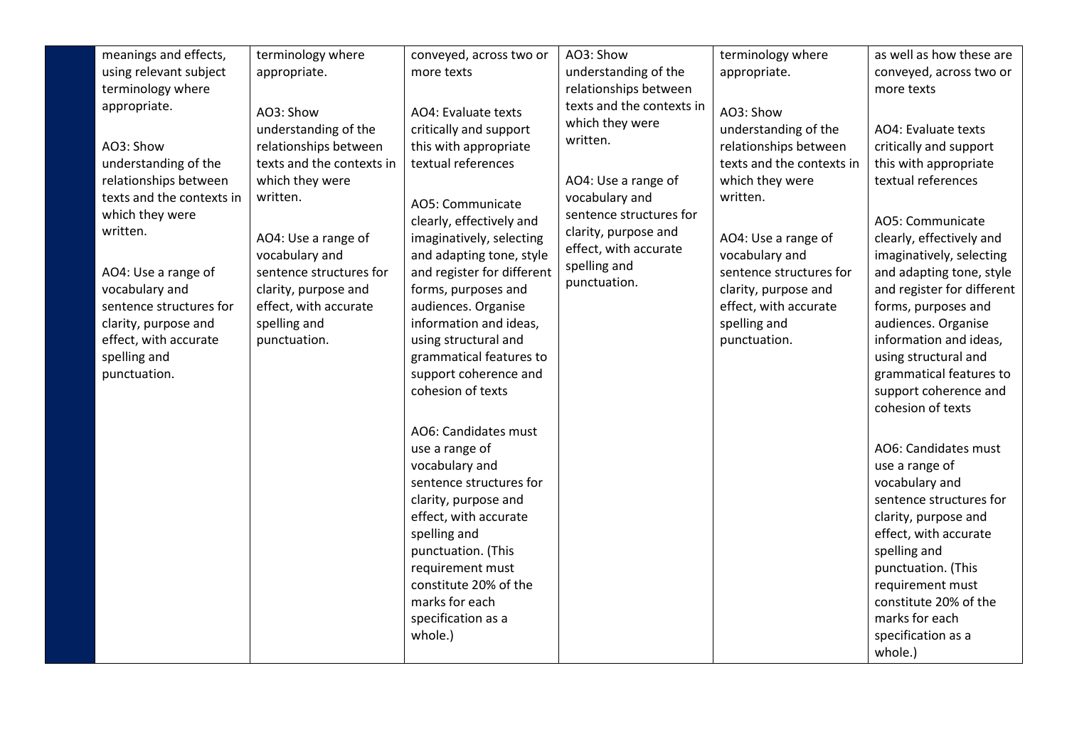| | | | | | | |
|---|---|---|---|---|---|---|
| | meanings and effects, using relevant subject terminology where appropriate.<br><br>AO3: Show understanding of the relationships between texts and the contexts in which they were written.<br><br>AO4: Use a range of vocabulary and sentence structures for clarity, purpose and effect, with accurate spelling and punctuation. | terminology where appropriate.<br><br>AO3: Show understanding of the relationships between texts and the contexts in which they were written.<br><br>AO4: Use a range of vocabulary and sentence structures for clarity, purpose and effect, with accurate spelling and punctuation. | conveyed, across two or more texts<br><br>AO4: Evaluate texts critically and support this with appropriate textual references<br><br>AO5: Communicate clearly, effectively and imaginatively, selecting and adapting tone, style and register for different forms, purposes and audiences. Organise information and ideas, using structural and grammatical features to support coherence and cohesion of texts<br><br>AO6: Candidates must use a range of vocabulary and sentence structures for clarity, purpose and effect, with accurate spelling and punctuation. (This requirement must constitute 20% of the marks for each specification as a whole.) | AO3: Show understanding of the relationships between texts and the contexts in which they were written.<br><br>AO4: Use a range of vocabulary and sentence structures for clarity, purpose and effect, with accurate spelling and punctuation. | terminology where appropriate.<br><br>AO3: Show understanding of the relationships between texts and the contexts in which they were written.<br><br>AO4: Use a range of vocabulary and sentence structures for clarity, purpose and effect, with accurate spelling and punctuation. | as well as how these are conveyed, across two or more texts<br><br>AO4: Evaluate texts critically and support this with appropriate textual references<br><br>AO5: Communicate clearly, effectively and imaginatively, selecting and adapting tone, style and register for different forms, purposes and audiences. Organise information and ideas, using structural and grammatical features to support coherence and cohesion of texts<br><br>AO6: Candidates must use a range of vocabulary and sentence structures for clarity, purpose and effect, with accurate spelling and punctuation. (This requirement must constitute 20% of the marks for each specification as a whole.) |